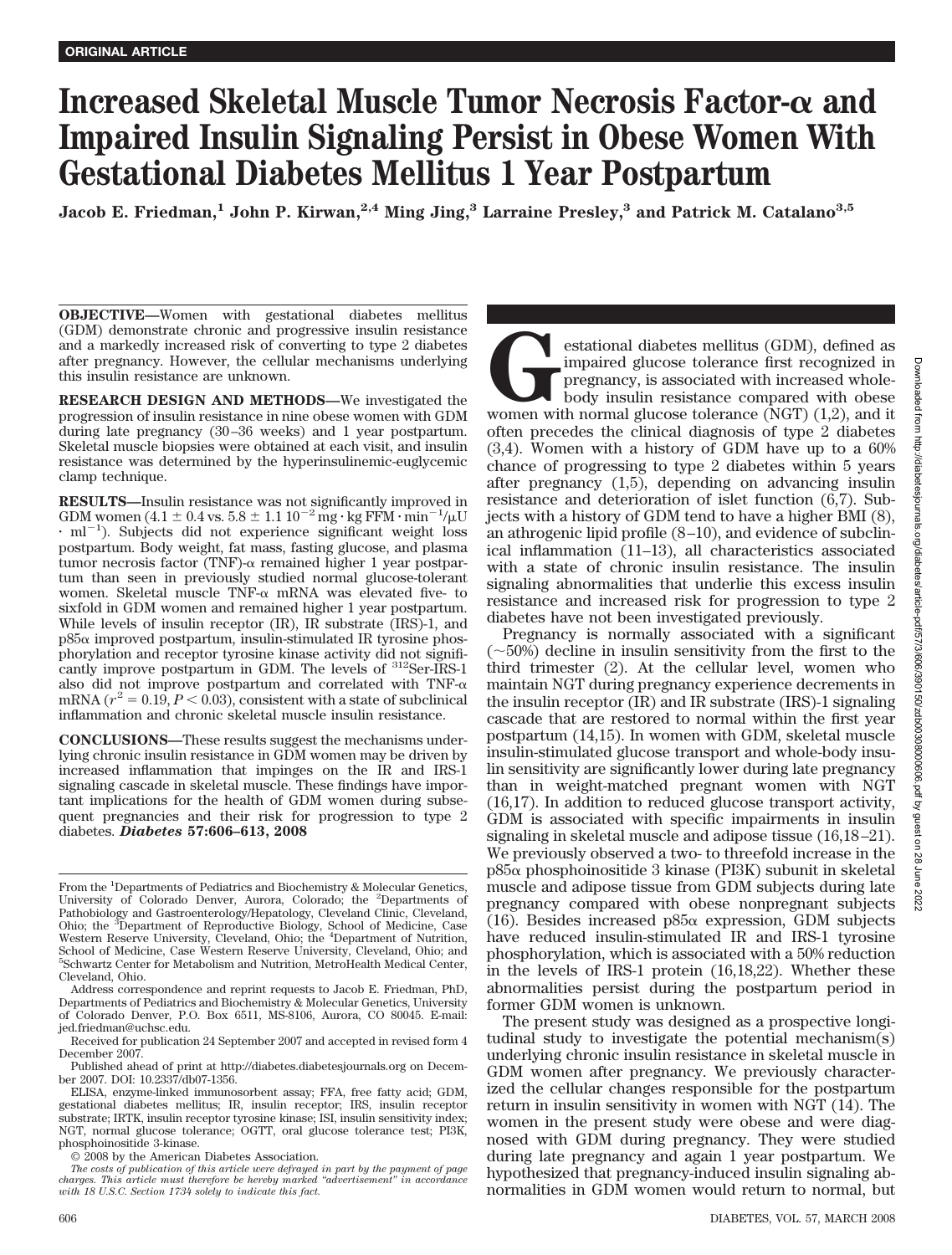ORIGINAL ARTICLE

# Increased Skeletal Muscle Tumor Necrosis Factor-α and Impaired Insulin Signaling Persist in Obese Women With Gestational Diabetes Mellitus 1 Year Postpartum

**Jacob E. Friedman,[1] John P. Kirwan,[2,4] Ming Jing,[3] Larraine Presley,[3] and Patrick M. Catalano[3,5]**

**OBJECTIVE**—Women with gestational diabetes mellitus (GDM) demonstrate chronic and progressive insulin resistance and a markedly increased risk of converting to type 2 diabetes after pregnancy. However, the cellular mechanisms underlying this insulin resistance are unknown.

**RESEARCH DESIGN AND METHODS**—We investigated the progression of insulin resistance in nine obese women with GDM during late pregnancy (30–36 weeks) and 1 year postpartum. Skeletal muscle biopsies were obtained at each visit, and insulin resistance was determined by the hyperinsulinemic-euglycemic clamp technique.

**RESULTS**—Insulin resistance was not significantly improved in GDM women ($4.1 \pm 0.4$ vs. $5.8 \pm 1.1$ $10^{-2}$ mg · kg FFM · min$^{-1}$/μU · ml$^{-1}$). Subjects did not experience significant weight loss postpartum. Body weight, fat mass, fasting glucose, and plasma tumor necrosis factor (TNF)-α remained higher 1 year postpartum than seen in previously studied normal glucose-tolerant women. Skeletal muscle TNF-α mRNA was elevated five- to sixfold in GDM women and remained higher 1 year postpartum. While levels of insulin receptor (IR), IR substrate (IRS)-1, and p85α improved postpartum, insulin-stimulated IR tyrosine phosphorylation and receptor tyrosine kinase activity did not significantly improve postpartum in GDM. The levels of $^{312}$Ser-IRS-1 also did not improve postpartum and correlated with TNF-α mRNA ($r^2 = 0.19$, $P < 0.03$), consistent with a state of subclinical inflammation and chronic skeletal muscle insulin resistance.

**CONCLUSIONS**—These results suggest the mechanisms underlying chronic insulin resistance in GDM women may be driven by increased inflammation that impinges on the IR and IRS-1 signaling cascade in skeletal muscle. These findings have important implications for the health of GDM women during subsequent pregnancies and their risk for progression to type 2 diabetes. ***Diabetes* 57:606–613, 2008**

From the [1]Departments of Pediatrics and Biochemistry & Molecular Genetics, University of Colorado Denver, Aurora, Colorado; the [2]Departments of Pathobiology and Gastroenterology/Hepatology, Cleveland Clinic, Cleveland, Ohio; the [3]Department of Reproductive Biology, School of Medicine, Case Western Reserve University, Cleveland, Ohio; the [4]Department of Nutrition, School of Medicine, Case Western Reserve University, Cleveland, Ohio; and [5]Schwartz Center for Metabolism and Nutrition, MetroHealth Medical Center, Cleveland, Ohio.

Address correspondence and reprint requests to Jacob E. Friedman, PhD, Departments of Pediatrics & Biochemistry & Molecular Genetics, University of Colorado Denver, P.O. Box 6511, MS-8106, Aurora, CO 80045. E-mail: jed.friedman@uchsc.edu.

Received for publication 24 September 2007 and accepted in revised form 4 December 2007.

Published ahead of print at http://diabetes.diabetesjournals.org on December 2007. DOI: 10.2337/db07-1356.

ELISA, enzyme-linked immunosorbent assay; FFA, free fatty acid; GDM, gestational diabetes mellitus; IR, insulin receptor; IRS, insulin receptor substrate; IRTK, insulin receptor tyrosine kinase; ISI, insulin sensitivity index; NGT, normal glucose tolerance; OGTT, oral glucose tolerance test; PI3K, phosphoinositide 3-kinase.

© 2008 by the American Diabetes Association.

*The costs of publication of this article were defrayed in part by the payment of page charges. This article must therefore be hereby marked "advertisement" in accordance with 18 U.S.C. Section 1734 solely to indicate this fact.*

Gestational diabetes mellitus (GDM), defined as impaired glucose tolerance first recognized in pregnancy, is associated with increased whole-body insulin resistance compared with obese women with normal glucose tolerance (NGT) (1,2), and it often precedes the clinical diagnosis of type 2 diabetes (3,4). Women with a history of GDM have up to a 60% chance of progressing to type 2 diabetes within 5 years after pregnancy (1,5), depending on advancing insulin resistance and deterioration of islet function (6,7). Subjects with a history of GDM tend to have a higher BMI (8), an athrogenic lipid profile (8–10), and evidence of subclinical inflammation (11–13), all characteristics associated with a state of chronic insulin resistance. The insulin signaling abnormalities that underlie this excess insulin resistance and increased risk for progression to type 2 diabetes have not been investigated previously.

Pregnancy is normally associated with a significant (~50%) decline in insulin sensitivity from the first to the third trimester (2). At the cellular level, women who maintain NGT during pregnancy experience decrements in the insulin receptor (IR) and IR substrate (IRS)-1 signaling cascade that are restored to normal within the first year postpartum (14,15). In women with GDM, skeletal muscle insulin-stimulated glucose transport and whole-body insulin sensitivity are significantly lower during late pregnancy than in weight-matched pregnant women with NGT (16,17). In addition to reduced glucose transport activity, GDM is associated with specific impairments in insulin signaling in skeletal muscle and adipose tissue (16,18–21). We previously observed a two- to threefold increase in the p85α phosphoinositide 3 kinase (PI3K) subunit in skeletal muscle and adipose tissue from GDM subjects during late pregnancy compared with obese nonpregnant subjects (16). Besides increased p85α expression, GDM subjects have reduced insulin-stimulated IR and IRS-1 tyrosine phosphorylation, which is associated with a 50% reduction in the levels of IRS-1 protein (16,18,22). Whether these abnormalities persist during the postpartum period in former GDM women is unknown.

The present study was designed as a prospective longitudinal study to investigate the potential mechanism(s) underlying chronic insulin resistance in skeletal muscle in GDM women after pregnancy. We previously characterized the cellular changes responsible for the postpartum return in insulin sensitivity in women with NGT (14). The women in the present study were obese and were diagnosed with GDM during pregnancy. They were studied during late pregnancy and again 1 year postpartum. We hypothesized that pregnancy-induced insulin signaling abnormalities in GDM women would return to normal, but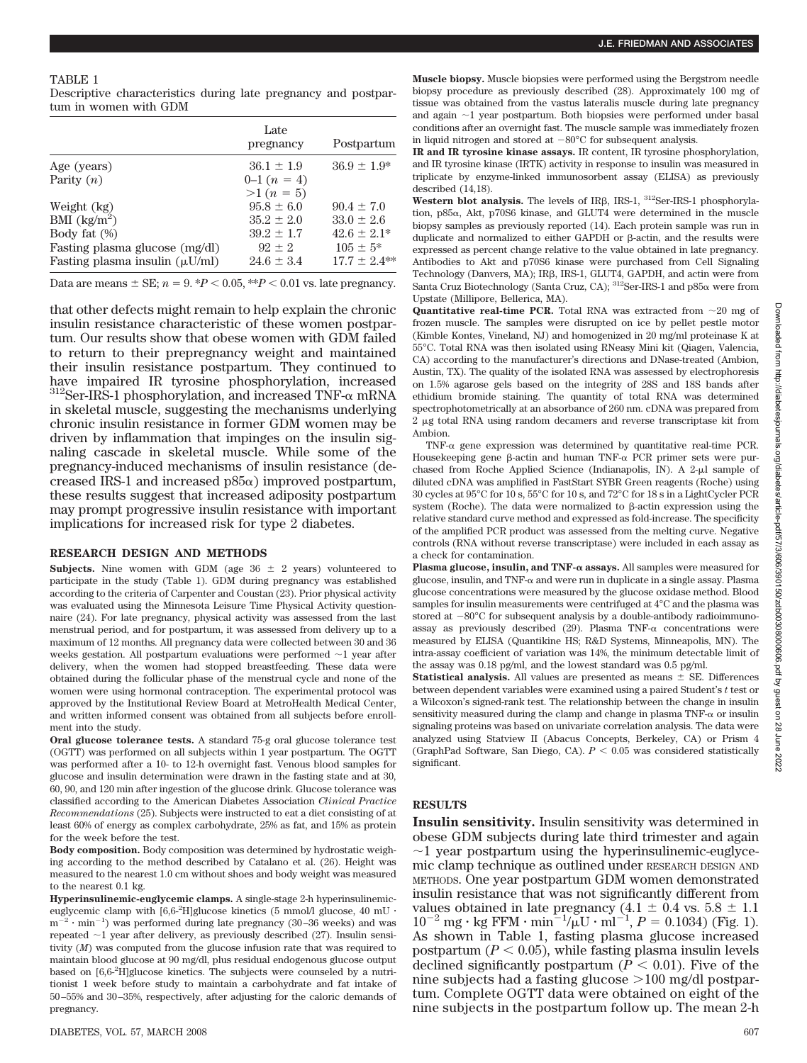TABLE 1
Descriptive characteristics during late pregnancy and postpartum in women with GDM

| | Late pregnancy | Postpartum |
|---|---|---|
| Age (years) | 36.1 ± 1.9 | 36.9 ± 1.9* |
| Parity ($n$) | 0–1 ($n$ = 4) | |
| | >1 ($n$ = 5) | |
| Weight (kg) | 95.8 ± 6.0 | 90.4 ± 7.0 |
| BMI (kg/m$^2$) | 35.2 ± 2.0 | 33.0 ± 2.6 |
| Body fat (%) | 39.2 ± 1.7 | 42.6 ± 2.1* |
| Fasting plasma glucose (mg/dl) | 92 ± 2 | 105 ± 5* |
| Fasting plasma insulin (μU/ml) | 24.6 ± 3.4 | 17.7 ± 2.4** |

Data are means ± SE; $n$ = 9. *$P < 0.05$, **$P < 0.01$ vs. late pregnancy.

that other defects might remain to help explain the chronic insulin resistance characteristic of these women postpartum. Our results show that obese women with GDM failed to return to their prepregnancy weight and maintained their insulin resistance postpartum. They continued to have impaired IR tyrosine phosphorylation, increased $^{312}$Ser-IRS-1 phosphorylation, and increased TNF-α mRNA in skeletal muscle, suggesting the mechanisms underlying chronic insulin resistance in former GDM women may be driven by inflammation that impinges on the insulin signaling cascade in skeletal muscle. While some of the pregnancy-induced mechanisms of insulin resistance (decreased IRS-1 and increased p85α) improved postpartum, these results suggest that increased adiposity postpartum may prompt progressive insulin resistance with important implications for increased risk for type 2 diabetes.

## RESEARCH DESIGN AND METHODS

**Subjects.** Nine women with GDM (age 36 ± 2 years) volunteered to participate in the study (Table 1). GDM during pregnancy was established according to the criteria of Carpenter and Coustan (23). Prior physical activity was evaluated using the Minnesota Leisure Time Physical Activity questionnaire (24). For late pregnancy, physical activity was assessed from the last menstrual period, and for postpartum, it was assessed from delivery up to a maximum of 12 months. All pregnancy data were collected between 30 and 36 weeks gestation. All postpartum evaluations were performed ~1 year after delivery, when the women had stopped breastfeeding. These data were obtained during the follicular phase of the menstrual cycle and none of the women were using hormonal contraception. The experimental protocol was approved by the Institutional Review Board at MetroHealth Medical Center, and written informed consent was obtained from all subjects before enrollment into the study.

**Oral glucose tolerance tests.** A standard 75-g oral glucose tolerance test (OGTT) was performed on all subjects within 1 year postpartum. The OGTT was performed after a 10- to 12-h overnight fast. Venous blood samples for glucose and insulin determination were drawn in the fasting state and at 30, 60, 90, and 120 min after ingestion of the glucose drink. Glucose tolerance was classified according to the American Diabetes Association *Clinical Practice Recommendations* (25). Subjects were instructed to eat a diet consisting of at least 60% of energy as complex carbohydrate, 25% as fat, and 15% as protein for the week before the test.

**Body composition.** Body composition was determined by hydrostatic weighing according to the method described by Catalano et al. (26). Height was measured to the nearest 1.0 cm without shoes and body weight was measured to the nearest 0.1 kg.

**Hyperinsulinemic-euglycemic clamps.** A single-stage 2-h hyperinsulinemic-euglycemic clamp with [6,6-$^2$H]glucose kinetics (5 mmol/l glucose, 40 mU · m$^{-2}$ · min$^{-1}$) was performed during late pregnancy (30–36 weeks) and was repeated ~1 year after delivery, as previously described (27). Insulin sensitivity ($M$) was computed from the glucose infusion rate that was required to maintain blood glucose at 90 mg/dl, plus residual endogenous glucose output based on [6,6-$^2$H]glucose kinetics. The subjects were counseled by a nutritionist 1 week before study to maintain a carbohydrate and fat intake of 50–55% and 30–35%, respectively, after adjusting for the caloric demands of pregnancy.

**Muscle biopsy.** Muscle biopsies were performed using the Bergstrom needle biopsy procedure as previously described (28). Approximately 100 mg of tissue was obtained from the vastus lateralis muscle during late pregnancy and again ~1 year postpartum. Both biopsies were performed under basal conditions after an overnight fast. The muscle sample was immediately frozen in liquid nitrogen and stored at −80°C for subsequent analysis.

**IR and IR tyrosine kinase assays.** IR content, IR tyrosine phosphorylation, and IR tyrosine kinase (IRTK) activity in response to insulin was measured in triplicate by enzyme-linked immunosorbent assay (ELISA) as previously described (14,18).

**Western blot analysis.** The levels of IRβ, IRS-1, $^{312}$Ser-IRS-1 phosphorylation, p85α, Akt, p70S6 kinase, and GLUT4 were determined in the muscle biopsy samples as previously reported (14). Each protein sample was run in duplicate and normalized to either GAPDH or β-actin, and the results were expressed as percent change relative to the value obtained in late pregnancy. Antibodies to Akt and p70S6 kinase were purchased from Cell Signaling Technology (Danvers, MA); IRβ, IRS-1, GLUT4, GAPDH, and actin were from Santa Cruz Biotechnology (Santa Cruz, CA); $^{312}$Ser-IRS-1 and p85α were from Upstate (Millipore, Bellerica, MA).

**Quantitative real-time PCR.** Total RNA was extracted from ~20 mg of frozen muscle. The samples were disrupted on ice by pellet pestle motor (Kimble Kontes, Vineland, NJ) and homogenized in 20 mg/ml proteinase K at 55°C. Total RNA was then isolated using RNeasy Mini kit (Qiagen, Valencia, CA) according to the manufacturer's directions and DNase-treated (Ambion, Austin, TX). The quality of the isolated RNA was assessed by electrophoresis on 1.5% agarose gels based on the integrity of 28S and 18S bands after ethidium bromide staining. The quantity of total RNA was determined spectrophotometrically at an absorbance of 260 nm. cDNA was prepared from 2 μg total RNA using random decamers and reverse transcriptase kit from Ambion.

TNF-α gene expression was determined by quantitative real-time PCR. Housekeeping gene β-actin and human TNF-α PCR primer sets were purchased from Roche Applied Science (Indianapolis, IN). A 2-μl sample of diluted cDNA was amplified in FastStart SYBR Green reagents (Roche) using 30 cycles at 95°C for 10 s, 55°C for 10 s, and 72°C for 18 s in a LightCycler PCR system (Roche). The data were normalized to β-actin expression using the relative standard curve method and expressed as fold-increase. The specificity of the amplified PCR product was assessed from the melting curve. Negative controls (RNA without reverse transcriptase) were included in each assay as a check for contamination.

**Plasma glucose, insulin, and TNF-α assays.** All samples were measured for glucose, insulin, and TNF-α and were run in duplicate in a single assay. Plasma glucose concentrations were measured by the glucose oxidase method. Blood samples for insulin measurements were centrifuged at 4°C and the plasma was stored at −80°C for subsequent analysis by a double-antibody radioimmunoassay as previously described (29). Plasma TNF-α concentrations were measured by ELISA (Quantikine HS; R&D Systems, Minneapolis, MN). The intra-assay coefficient of variation was 14%, the minimum detectable limit of the assay was 0.18 pg/ml, and the lowest standard was 0.5 pg/ml.

**Statistical analysis.** All values are presented as means ± SE. Differences between dependent variables were examined using a paired Student's $t$ test or a Wilcoxon's signed-rank test. The relationship between the change in insulin sensitivity measured during the clamp and change in plasma TNF-α or insulin signaling proteins was based on univariate correlation analysis. The data were analyzed using Statview II (Abacus Concepts, Berkeley, CA) or Prism 4 (GraphPad Software, San Diego, CA). $P < 0.05$ was considered statistically significant.

## RESULTS

**Insulin sensitivity.** Insulin sensitivity was determined in obese GDM subjects during late third trimester and again ~1 year postpartum using the hyperinsulinemic-euglycemic clamp technique as outlined under RESEARCH DESIGN AND METHODS. One year postpartum GDM women demonstrated insulin resistance that was not significantly different from values obtained in late pregnancy (4.1 ± 0.4 vs. 5.8 ± 1.1 $10^{-2}$ mg · kg FFM · min$^{-1}$/μU · ml$^{-1}$, $P = 0.1034$) (Fig. 1). As shown in Table 1, fasting plasma glucose increased postpartum ($P < 0.05$), while fasting plasma insulin levels declined significantly postpartum ($P < 0.01$). Five of the nine subjects had a fasting glucose >100 mg/dl postpartum. Complete OGTT data were obtained on eight of the nine subjects in the postpartum follow up. The mean 2-h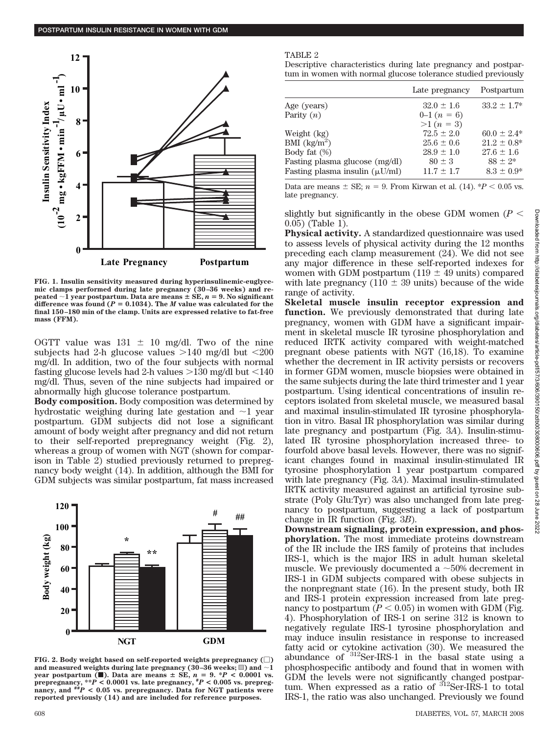FIG. 1. Insulin sensitivity measured during hyperinsulinemic-euglycemic clamps performed during late pregnancy (30–36 weeks) and repeated ~1 year postpartum. Data are means ± SE, $n = 9$. No significant difference was found ($P = 0.1034$). The $M$ value was calculated for the final 150–180 min of the clamp. Units are expressed relative to fat-free mass (FFM).

OGTT value was 131 ± 10 mg/dl. Two of the nine subjects had 2-h glucose values >140 mg/dl but <200 mg/dl. In addition, two of the four subjects with normal fasting glucose levels had 2-h values >130 mg/dl but <140 mg/dl. Thus, seven of the nine subjects had impaired or abnormally high glucose tolerance postpartum.

**Body composition.** Body composition was determined by hydrostatic weighing during late gestation and ~1 year postpartum. GDM subjects did not lose a significant amount of body weight after pregnancy and did not return to their self-reported prepregnancy weight (Fig. 2), whereas a group of women with NGT (shown for comparison in Table 2) studied previously returned to prepregnancy body weight (14). In addition, although the BMI for GDM subjects was similar postpartum, fat mass increased slightly but significantly in the obese GDM women ($P < 0.05$) (Table 1).

FIG. 2. Body weight based on self-reported weights prepregnancy (□) and measured weights during late pregnancy (30–36 weeks; ▤) and ~1 year postpartum (■). Data are means ± SE, $n = 9$. *$P < 0.0001$ vs. prepregnancy, **$P < 0.0001$ vs. late pregnancy, #$P < 0.005$ vs. prepregnancy, and ##$P < 0.05$ vs. prepregnancy. Data for NGT patients were reported previously (14) and are included for reference purposes.

TABLE 2

Descriptive characteristics during late pregnancy and postpartum in women with normal glucose tolerance studied previously

| | Late pregnancy | Postpartum |
|---|---|---|
| Age (years) | 32.0 ± 1.6 | 33.2 ± 1.7* |
| Parity ($n$) | 0–1 ($n$ = 6) | |
| | >1 ($n$ = 3) | |
| Weight (kg) | 72.5 ± 2.0 | 60.0 ± 2.4* |
| BMI (kg/m$^2$) | 25.6 ± 0.6 | 21.2 ± 0.8* |
| Body fat (%) | 28.9 ± 1.0 | 27.6 ± 1.6 |
| Fasting plasma glucose (mg/dl) | 80 ± 3 | 88 ± 2* |
| Fasting plasma insulin (μU/ml) | 11.7 ± 1.7 | 8.3 ± 0.9* |

Data are means ± SE; $n = 9$. From Kirwan et al. (14). *$P < 0.05$ vs. late pregnancy.

**Physical activity.** A standardized questionnaire was used to assess levels of physical activity during the 12 months preceding each clamp measurement (24). We did not see any major difference in these self-reported indexes for women with GDM postpartum (119 ± 49 units) compared with late pregnancy (110 ± 39 units) because of the wide range of activity.

**Skeletal muscle insulin receptor expression and function.** We previously demonstrated that during late pregnancy, women with GDM have a significant impairment in skeletal muscle IR tyrosine phosphorylation and reduced IRTK activity compared with weight-matched pregnant obese patients with NGT (16,18). To examine whether the decrement in IR activity persists or recovers in former GDM women, muscle biopsies were obtained in the same subjects during the late third trimester and 1 year postpartum. Using identical concentrations of insulin receptors isolated from skeletal muscle, we measured basal and maximal insulin-stimulated IR tyrosine phosphorylation in vitro. Basal IR phosphorylation was similar during late pregnancy and postpartum (Fig. 3*A*). Insulin-stimulated IR tyrosine phosphorylation increased three- to fourfold above basal levels. However, there was no significant changes found in maximal insulin-stimulated IR tyrosine phosphorylation 1 year postpartum compared with late pregnancy (Fig. 3*A*). Maximal insulin-stimulated IRTK activity measured against an artificial tyrosine substrate (Poly Glu:Tyr) was also unchanged from late pregnancy to postpartum, suggesting a lack of postpartum change in IR function (Fig. 3*B*).

**Downstream signaling, protein expression, and phosphorylation.** The most immediate proteins downstream of the IR include the IRS family of proteins that includes IRS-1, which is the major IRS in adult human skeletal muscle. We previously documented a ~50% decrement in IRS-1 in GDM subjects compared with obese subjects in the nonpregnant state (16). In the present study, both IR and IRS-1 protein expression increased from late pregnancy to postpartum ($P < 0.05$) in women with GDM (Fig. 4). Phosphorylation of IRS-1 on serine 312 is known to negatively regulate IRS-1 tyrosine phosphorylation and may induce insulin resistance in response to increased fatty acid or cytokine activation (30). We measured the abundance of $^{312}$Ser-IRS-1 in the basal state using a phosphospecific antibody and found that in women with GDM the levels were not significantly changed postpartum. When expressed as a ratio of $^{312}$Ser-IRS-1 to total IRS-1, the ratio was also unchanged. Previously we found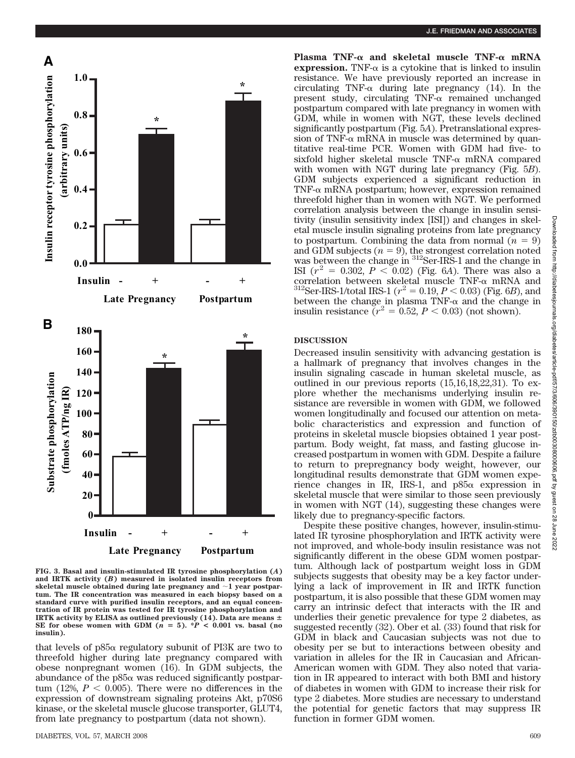**FIG. 3. Basal and insulin-stimulated IR tyrosine phosphorylation (*A*) and IRTK activity (*B*) measured in isolated insulin receptors from skeletal muscle obtained during late pregnancy and ~1 year postpartum. The IR concentration was measured in each biopsy based on a standard curve with purified insulin receptors, and an equal concentration of IR protein was tested for IR tyrosine phosphorylation and IRTK activity by ELISA as outlined previously (14). Data are means ± SE for obese women with GDM ($n$ = 5). \*$P$ < 0.001 vs. basal (no insulin).**

that levels of p85α regulatory subunit of PI3K are two to threefold higher during late pregnancy compared with obese nonpregnant women (16). In GDM subjects, the abundance of the p85α was reduced significantly postpartum (12%, $P < 0.005$). There were no differences in the expression of downstream signaling proteins Akt, p70S6 kinase, or the skeletal muscle glucose transporter, GLUT4, from late pregnancy to postpartum (data not shown).

**Plasma TNF-α and skeletal muscle TNF-α mRNA expression.** TNF-α is a cytokine that is linked to insulin resistance. We have previously reported an increase in circulating TNF-α during late pregnancy (14). In the present study, circulating TNF-α remained unchanged postpartum compared with late pregnancy in women with GDM, while in women with NGT, these levels declined significantly postpartum (Fig. 5*A*). Pretranslational expression of TNF-α mRNA in muscle was determined by quantitative real-time PCR. Women with GDM had five- to sixfold higher skeletal muscle TNF-α mRNA compared with women with NGT during late pregnancy (Fig. 5*B*). GDM subjects experienced a significant reduction in TNF-α mRNA postpartum; however, expression remained threefold higher than in women with NGT. We performed correlation analysis between the change in insulin sensitivity (insulin sensitivity index [ISI]) and changes in skeletal muscle insulin signaling proteins from late pregnancy to postpartum. Combining the data from normal ($n$ = 9) and GDM subjects ($n$ = 9), the strongest correlation noted was between the change in $^{312}$Ser-IRS-1 and the change in ISI ($r^2$ = 0.302, $P$ < 0.02) (Fig. 6*A*). There was also a correlation between skeletal muscle TNF-α mRNA and $^{312}$Ser-IRS-1/total IRS-1 ($r^2$ = 0.19, $P$ < 0.03) (Fig. 6*B*), and between the change in plasma TNF-α and the change in insulin resistance ($r^2$ = 0.52, $P$ < 0.03) (not shown).

## DISCUSSION

Decreased insulin sensitivity with advancing gestation is a hallmark of pregnancy that involves changes in the insulin signaling cascade in human skeletal muscle, as outlined in our previous reports (15,16,18,22,31). To explore whether the mechanisms underlying insulin resistance are reversible in women with GDM, we followed women longitudinally and focused our attention on metabolic characteristics and expression and function of proteins in skeletal muscle biopsies obtained 1 year postpartum. Body weight, fat mass, and fasting glucose increased postpartum in women with GDM. Despite a failure to return to prepregnancy body weight, however, our longitudinal results demonstrate that GDM women experience changes in IR, IRS-1, and p85α expression in skeletal muscle that were similar to those seen previously in women with NGT (14), suggesting these changes were likely due to pregnancy-specific factors.

Despite these positive changes, however, insulin-stimulated IR tyrosine phosphorylation and IRTK activity were not improved, and whole-body insulin resistance was not significantly different in the obese GDM women postpartum. Although lack of postpartum weight loss in GDM subjects suggests that obesity may be a key factor underlying a lack of improvement in IR and IRTK function postpartum, it is also possible that these GDM women may carry an intrinsic defect that interacts with the IR and underlies their genetic prevalence for type 2 diabetes, as suggested recently (32). Ober et al. (33) found that risk for GDM in black and Caucasian subjects was not due to obesity per se but to interactions between obesity and variation in alleles for the IR in Caucasian and African-American women with GDM. They also noted that variation in IR appeared to interact with both BMI and history of diabetes in women with GDM to increase their risk for type 2 diabetes. More studies are necessary to understand the potential for genetic factors that may suppress IR function in former GDM women.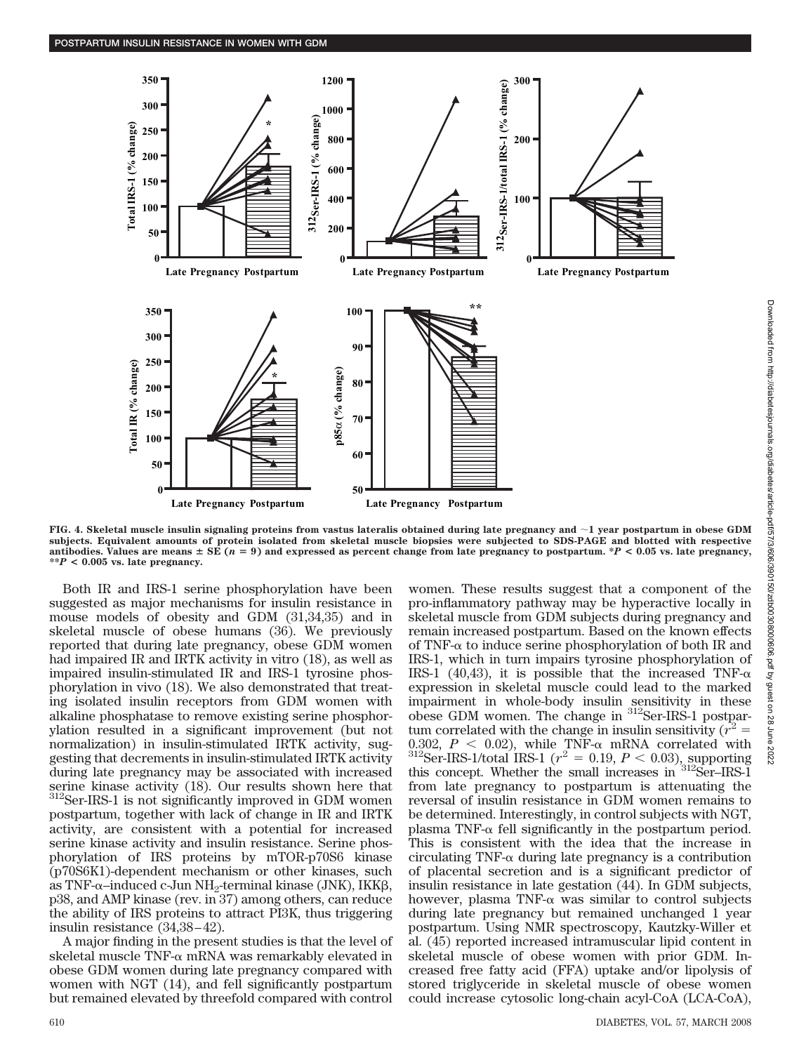FIG. 4. Skeletal muscle insulin signaling proteins from vastus lateralis obtained during late pregnancy and ~1 year postpartum in obese GDM subjects. Equivalent amounts of protein isolated from skeletal muscle biopsies were subjected to SDS-PAGE and blotted with respective antibodies. Values are means ± SE ($n = 9$) and expressed as percent change from late pregnancy to postpartum. *$P < 0.05$ vs. late pregnancy, **$P < 0.005$ vs. late pregnancy.

Both IR and IRS-1 serine phosphorylation have been suggested as major mechanisms for insulin resistance in mouse models of obesity and GDM (31,34,35) and in skeletal muscle of obese humans (36). We previously reported that during late pregnancy, obese GDM women had impaired IR and IRTK activity in vitro (18), as well as impaired insulin-stimulated IR and IRS-1 tyrosine phosphorylation in vivo (18). We also demonstrated that treating isolated insulin receptors from GDM women with alkaline phosphatase to remove existing serine phosphorylation resulted in a significant improvement (but not normalization) in insulin-stimulated IRTK activity, suggesting that decrements in insulin-stimulated IRTK activity during late pregnancy may be associated with increased serine kinase activity (18). Our results shown here that $^{312}$Ser-IRS-1 is not significantly improved in GDM women postpartum, together with lack of change in IR and IRTK activity, are consistent with a potential for increased serine kinase activity and insulin resistance. Serine phosphorylation of IRS proteins by mTOR-p70S6 kinase (p70S6K1)-dependent mechanism or other kinases, such as TNF-α–induced c-Jun $NH_2$-terminal kinase (JNK), IKKβ, p38, and AMP kinase (rev. in 37) among others, can reduce the ability of IRS proteins to attract PI3K, thus triggering insulin resistance (34,38–42).

A major finding in the present studies is that the level of skeletal muscle TNF-α mRNA was remarkably elevated in obese GDM women during late pregnancy compared with women with NGT (14), and fell significantly postpartum but remained elevated by threefold compared with control women. These results suggest that a component of the pro-inflammatory pathway may be hyperactive locally in skeletal muscle from GDM subjects during pregnancy and remain increased postpartum. Based on the known effects of TNF-α to induce serine phosphorylation of both IR and IRS-1, which in turn impairs tyrosine phosphorylation of IRS-1 (40,43), it is possible that the increased TNF-α expression in skeletal muscle could lead to the marked impairment in whole-body insulin sensitivity in these obese GDM women. The change in $^{312}$Ser-IRS-1 postpartum correlated with the change in insulin sensitivity ($r^2 = 0.302$, $P < 0.02$), while TNF-α mRNA correlated with $^{312}$Ser-IRS-1/total IRS-1 ($r^2 = 0.19$, $P < 0.03$), supporting this concept. Whether the small increases in $^{312}$Ser–IRS-1 from late pregnancy to postpartum is attenuating the reversal of insulin resistance in GDM women remains to be determined. Interestingly, in control subjects with NGT, plasma TNF-α fell significantly in the postpartum period. This is consistent with the idea that the increase in circulating TNF-α during late pregnancy is a contribution of placental secretion and is a significant predictor of insulin resistance in late gestation (44). In GDM subjects, however, plasma TNF-α was similar to control subjects during late pregnancy but remained unchanged 1 year postpartum. Using NMR spectroscopy, Kautzky-Willer et al. (45) reported increased intramuscular lipid content in skeletal muscle of obese women with prior GDM. Increased free fatty acid (FFA) uptake and/or lipolysis of stored triglyceride in skeletal muscle of obese women could increase cytosolic long-chain acyl-CoA (LCA-CoA),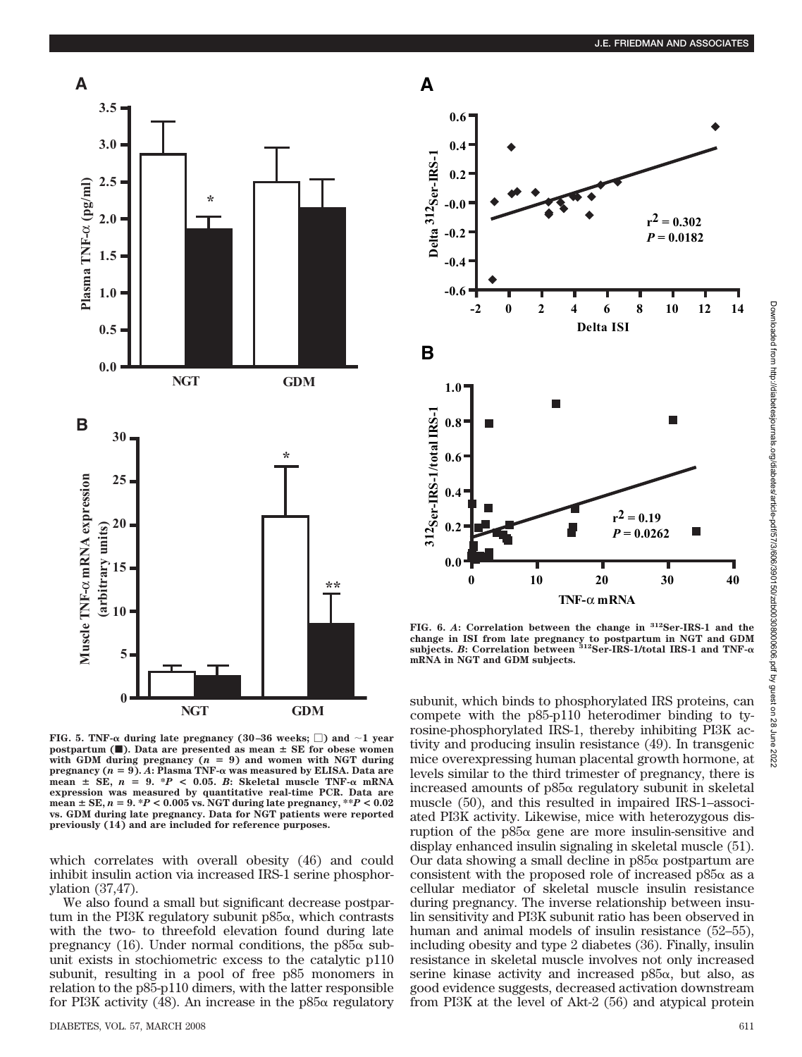FIG. 5. TNF-α during late pregnancy (30–36 weeks; □) and ~1 year postpartum (■). Data are presented as mean ± SE for obese women with GDM during pregnancy ($n = 9$) and women with NGT during pregnancy ($n = 9$). *A*: Plasma TNF-α was measured by ELISA. Data are mean ± SE, $n = 9$. *$P < 0.05$. *B*: Skeletal muscle TNF-α mRNA expression was measured by quantitative real-time PCR. Data are mean ± SE, $n = 9$. *$P < 0.005$ vs. NGT during late pregnancy, **$P < 0.02$ vs. GDM during late pregnancy. Data for NGT patients were reported previously (14) and are included for reference purposes.

FIG. 6. *A*: Correlation between the change in 312Ser-IRS-1 and the change in ISI from late pregnancy to postpartum in NGT and GDM subjects. *B*: Correlation between 312Ser-IRS-1/total IRS-1 and TNF-α mRNA in NGT and GDM subjects.

which correlates with overall obesity (46) and could inhibit insulin action via increased IRS-1 serine phosphorylation (37,47).

We also found a small but significant decrease postpartum in the PI3K regulatory subunit p85α, which contrasts with the two- to threefold elevation found during late pregnancy (16). Under normal conditions, the p85α subunit exists in stochiometric excess to the catalytic p110 subunit, resulting in a pool of free p85 monomers in relation to the p85-p110 dimers, with the latter responsible for PI3K activity (48). An increase in the p85α regulatory subunit, which binds to phosphorylated IRS proteins, can compete with the p85-p110 heterodimer binding to tyrosine-phosphorylated IRS-1, thereby inhibiting PI3K activity and producing insulin resistance (49). In transgenic mice overexpressing human placental growth hormone, at levels similar to the third trimester of pregnancy, there is increased amounts of p85α regulatory subunit in skeletal muscle (50), and this resulted in impaired IRS-1–associated PI3K activity. Likewise, mice with heterozygous disruption of the p85α gene are more insulin-sensitive and display enhanced insulin signaling in skeletal muscle (51). Our data showing a small decline in p85α postpartum are consistent with the proposed role of increased p85α as a cellular mediator of skeletal muscle insulin resistance during pregnancy. The inverse relationship between insulin sensitivity and PI3K subunit ratio has been observed in human and animal models of insulin resistance (52–55), including obesity and type 2 diabetes (36). Finally, insulin resistance in skeletal muscle involves not only increased serine kinase activity and increased p85α, but also, as good evidence suggests, decreased activation downstream from PI3K at the level of Akt-2 (56) and atypical protein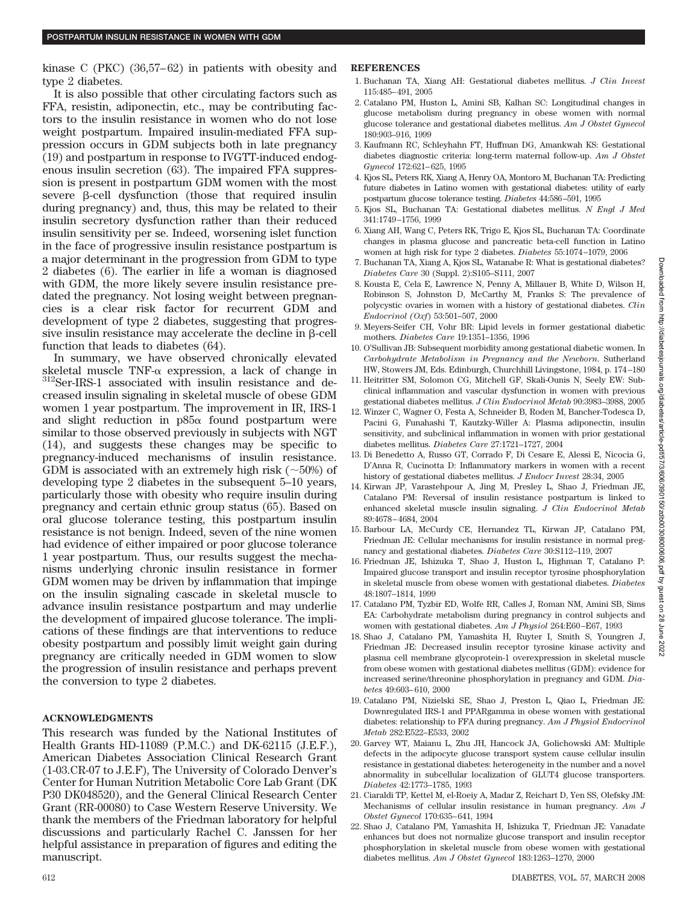kinase C (PKC) (36,57–62) in patients with obesity and type 2 diabetes.

It is also possible that other circulating factors such as FFA, resistin, adiponectin, etc., may be contributing factors to the insulin resistance in women who do not lose weight postpartum. Impaired insulin-mediated FFA suppression occurs in GDM subjects both in late pregnancy (19) and postpartum in response to IVGTT-induced endogenous insulin secretion (63). The impaired FFA suppression is present in postpartum GDM women with the most severe β-cell dysfunction (those that required insulin during pregnancy) and, thus, this may be related to their insulin secretory dysfunction rather than their reduced insulin sensitivity per se. Indeed, worsening islet function in the face of progressive insulin resistance postpartum is a major determinant in the progression from GDM to type 2 diabetes (6). The earlier in life a woman is diagnosed with GDM, the more likely severe insulin resistance predated the pregnancy. Not losing weight between pregnancies is a clear risk factor for recurrent GDM and development of type 2 diabetes, suggesting that progressive insulin resistance may accelerate the decline in β-cell function that leads to diabetes (64).

In summary, we have observed chronically elevated skeletal muscle TNF-α expression, a lack of change in $^{312}$Ser-IRS-1 associated with insulin resistance and decreased insulin signaling in skeletal muscle of obese GDM women 1 year postpartum. The improvement in IR, IRS-1 and slight reduction in p85α found postpartum were similar to those observed previously in subjects with NGT (14), and suggests these changes may be specific to pregnancy-induced mechanisms of insulin resistance. GDM is associated with an extremely high risk (~50%) of developing type 2 diabetes in the subsequent 5–10 years, particularly those with obesity who require insulin during pregnancy and certain ethnic group status (65). Based on oral glucose tolerance testing, this postpartum insulin resistance is not benign. Indeed, seven of the nine women had evidence of either impaired or poor glucose tolerance 1 year postpartum. Thus, our results suggest the mechanisms underlying chronic insulin resistance in former GDM women may be driven by inflammation that impinge on the insulin signaling cascade in skeletal muscle to advance insulin resistance postpartum and may underlie the development of impaired glucose tolerance. The implications of these findings are that interventions to reduce obesity postpartum and possibly limit weight gain during pregnancy are critically needed in GDM women to slow the progression of insulin resistance and perhaps prevent the conversion to type 2 diabetes.

## ACKNOWLEDGMENTS

This research was funded by the National Institutes of Health Grants HD-11089 (P.M.C.) and DK-62115 (J.E.F.), American Diabetes Association Clinical Research Grant (1-03.CR-07 to J.E.F), The University of Colorado Denver's Center for Human Nutrition Metabolic Core Lab Grant (DK P30 DK048520), and the General Clinical Research Center Grant (RR-00080) to Case Western Reserve University. We thank the members of the Friedman laboratory for helpful discussions and particularly Rachel C. Janssen for her helpful assistance in preparation of figures and editing the manuscript.

## REFERENCES

1. Buchanan TA, Xiang AH: Gestational diabetes mellitus. *J Clin Invest* 115:485–491, 2005
2. Catalano PM, Huston L, Amini SB, Kalhan SC: Longitudinal changes in glucose metabolism during pregnancy in obese women with normal glucose tolerance and gestational diabetes mellitus. *Am J Obstet Gynecol* 180:903–916, 1999
3. Kaufmann RC, Schleyhahn FT, Huffman DG, Amankwah KS: Gestational diabetes diagnostic criteria: long-term maternal follow-up. *Am J Obstet Gynecol* 172:621–625, 1995
4. Kjos SL, Peters RK, Xiang A, Henry OA, Montoro M, Buchanan TA: Predicting future diabetes in Latino women with gestational diabetes: utility of early postpartum glucose tolerance testing. *Diabetes* 44:586–591, 1995
5. Kjos SL, Buchanan TA: Gestational diabetes mellitus. *N Engl J Med* 341:1749–1756, 1999
6. Xiang AH, Wang C, Peters RK, Trigo E, Kjos SL, Buchanan TA: Coordinate changes in plasma glucose and pancreatic beta-cell function in Latino women at high risk for type 2 diabetes. *Diabetes* 55:1074–1079, 2006
7. Buchanan TA, Xiang A, Kjos SL, Watanabe R: What is gestational diabetes? *Diabetes Care* 30 (Suppl. 2):S105–S111, 2007
8. Kousta E, Cela E, Lawrence N, Penny A, Millauer B, White D, Wilson H, Robinson S, Johnston D, McCarthy M, Franks S: The prevalence of polycystic ovaries in women with a history of gestational diabetes. *Clin Endocrinol (Oxf)* 53:501–507, 2000
9. Meyers-Seifer CH, Vohr BR: Lipid levels in former gestational diabetic mothers. *Diabetes Care* 19:1351–1356, 1996
10. O'Sullivan JB: Subsequent morbidity among gestational diabetic women. In *Carbohydrate Metabolism in Pregnancy and the Newborn*. Sutherland HW, Stowers JM, Eds. Edinburgh, Churchhill Livingstone, 1984, p. 174–180
11. Heitritter SM, Solomon CG, Mitchell GF, Skali-Ounis N, Seely EW: Subclinical inflammation and vascular dysfunction in women with previous gestational diabetes mellitus. *J Clin Endocrinol Metab* 90:3983–3988, 2005
12. Winzer C, Wagner O, Festa A, Schneider B, Roden M, Bancher-Todesca D, Pacini G, Funahashi T, Kautzky-Willer A: Plasma adiponectin, insulin sensitivity, and subclinical inflammation in women with prior gestational diabetes mellitus. *Diabetes Care* 27:1721–1727, 2004
13. Di Benedetto A, Russo GT, Corrado F, Di Cesare E, Alessi E, Nicocia G, D'Anna R, Cucinotta D: Inflammatory markers in women with a recent history of gestational diabetes mellitus. *J Endocr Invest* 28:34, 2005
14. Kirwan JP, Varastehpour A, Jing M, Presley L, Shao J, Friedman JE, Catalano PM: Reversal of insulin resistance postpartum is linked to enhanced skeletal muscle insulin signaling. *J Clin Endocrinol Metab* 89:4678–4684, 2004
15. Barbour LA, McCurdy CE, Hernandez TL, Kirwan JP, Catalano PM, Friedman JE: Cellular mechanisms for insulin resistance in normal pregnancy and gestational diabetes. *Diabetes Care* 30:S112–119, 2007
16. Friedman JE, Ishizuka T, Shao J, Huston L, Highman T, Catalano P: Impaired glucose transport and insulin receptor tyrosine phosphorylation in skeletal muscle from obese women with gestational diabetes. *Diabetes* 48:1807–1814, 1999
17. Catalano PM, Tyzbir ED, Wolfe RR, Calles J, Roman NM, Amini SB, Sims EA: Carbohydrate metabolism during pregnancy in control subjects and women with gestational diabetes. *Am J Physiol* 264:E60–E67, 1993
18. Shao J, Catalano PM, Yamashita H, Ruyter I, Smith S, Youngren J, Friedman JE: Decreased insulin receptor tyrosine kinase activity and plasma cell membrane glycoprotein-1 overexpression in skeletal muscle from obese women with gestational diabetes mellitus (GDM): evidence for increased serine/threonine phosphorylation in pregnancy and GDM. *Diabetes* 49:603–610, 2000
19. Catalano PM, Nizielski SE, Shao J, Preston L, Qiao L, Friedman JE: Downregulated IRS-1 and PPARgamma in obese women with gestational diabetes: relationship to FFA during pregnancy. *Am J Physiol Endocrinol Metab* 282:E522–E533, 2002
20. Garvey WT, Maianu L, Zhu JH, Hancock JA, Golichowski AM: Multiple defects in the adipocyte glucose transport system cause cellular insulin resistance in gestational diabetes: heterogeneity in the number and a novel abnormality in subcellular localization of GLUT4 glucose transporters. *Diabetes* 42:1773–1785, 1993
21. Ciaraldi TP, Kettel M, el-Roeiy A, Madar Z, Reichart D, Yen SS, Olefsky JM: Mechanisms of cellular insulin resistance in human pregnancy. *Am J Obstet Gynecol* 170:635–641, 1994
22. Shao J, Catalano PM, Yamashita H, Ishizuka T, Friedman JE: Vanadate enhances but does not normalize glucose transport and insulin receptor phosphorylation in skeletal muscle from obese women with gestational diabetes mellitus. *Am J Obstet Gynecol* 183:1263–1270, 2000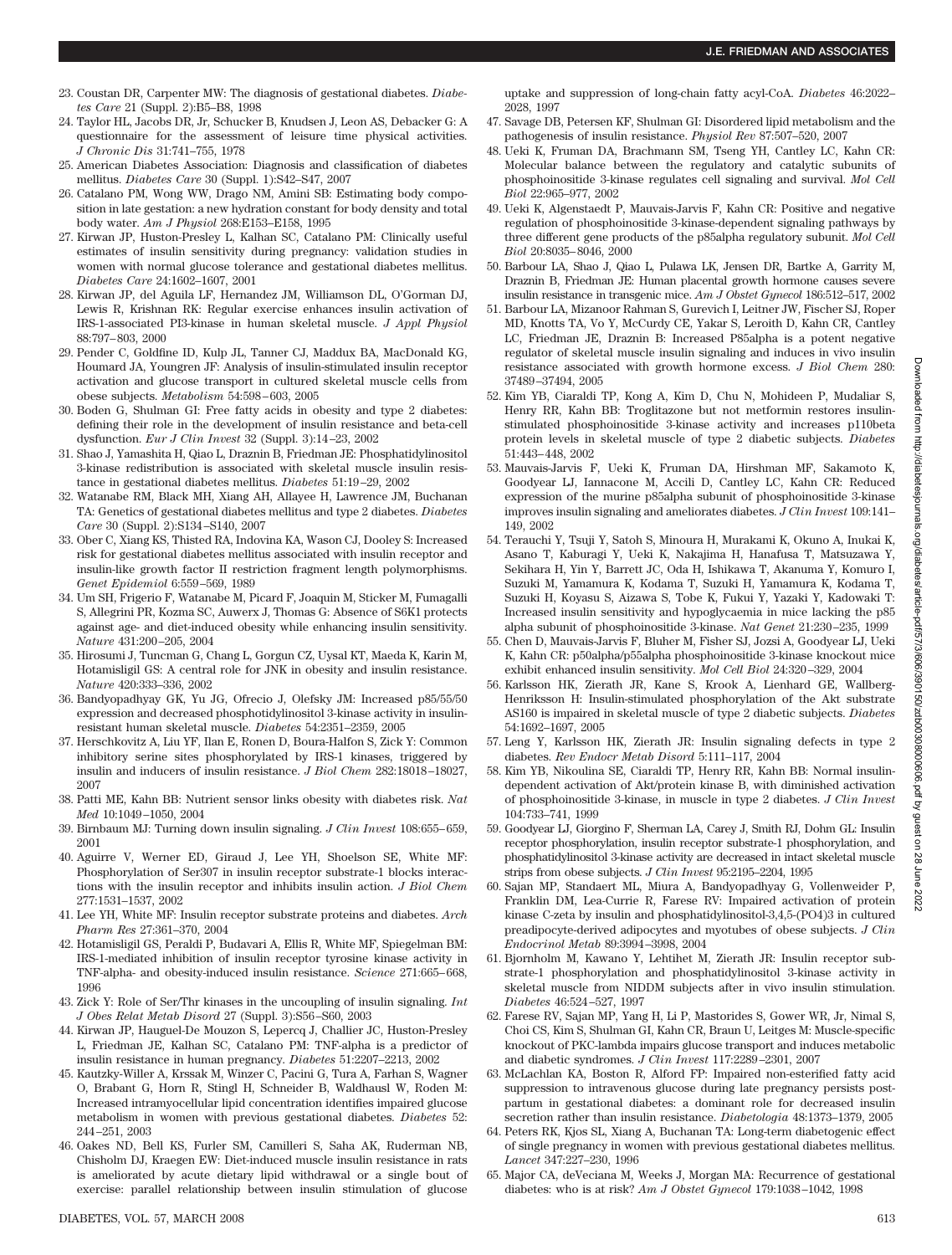23. Coustan DR, Carpenter MW: The diagnosis of gestational diabetes. *Diabetes Care* 21 (Suppl. 2):B5–B8, 1998
24. Taylor HL, Jacobs DR, Jr, Schucker B, Knudsen J, Leon AS, Debacker G: A questionnaire for the assessment of leisure time physical activities. *J Chronic Dis* 31:741–755, 1978
25. American Diabetes Association: Diagnosis and classification of diabetes mellitus. *Diabetes Care* 30 (Suppl. 1):S42–S47, 2007
26. Catalano PM, Wong WW, Drago NM, Amini SB: Estimating body composition in late gestation: a new hydration constant for body density and total body water. *Am J Physiol* 268:E153–E158, 1995
27. Kirwan JP, Huston-Presley L, Kalhan SC, Catalano PM: Clinically useful estimates of insulin sensitivity during pregnancy: validation studies in women with normal glucose tolerance and gestational diabetes mellitus. *Diabetes Care* 24:1602–1607, 2001
28. Kirwan JP, del Aguila LF, Hernandez JM, Williamson DL, O'Gorman DJ, Lewis R, Krishnan RK: Regular exercise enhances insulin activation of IRS-1-associated PI3-kinase in human skeletal muscle. *J Appl Physiol* 88:797–803, 2000
29. Pender C, Goldfine ID, Kulp JL, Tanner CJ, Maddux BA, MacDonald KG, Houmard JA, Youngren JF: Analysis of insulin-stimulated insulin receptor activation and glucose transport in cultured skeletal muscle cells from obese subjects. *Metabolism* 54:598–603, 2005
30. Boden G, Shulman GI: Free fatty acids in obesity and type 2 diabetes: defining their role in the development of insulin resistance and beta-cell dysfunction. *Eur J Clin Invest* 32 (Suppl. 3):14–23, 2002
31. Shao J, Yamashita H, Qiao L, Draznin B, Friedman JE: Phosphatidylinositol 3-kinase redistribution is associated with skeletal muscle insulin resistance in gestational diabetes mellitus. *Diabetes* 51:19–29, 2002
32. Watanabe RM, Black MH, Xiang AH, Allayee H, Lawrence JM, Buchanan TA: Genetics of gestational diabetes mellitus and type 2 diabetes. *Diabetes Care* 30 (Suppl. 2):S134–S140, 2007
33. Ober C, Xiang KS, Thisted RA, Indovina KA, Wason CJ, Dooley S: Increased risk for gestational diabetes mellitus associated with insulin receptor and insulin-like growth factor II restriction fragment length polymorphisms. *Genet Epidemiol* 6:559–569, 1989
34. Um SH, Frigerio F, Watanabe M, Picard F, Joaquin M, Sticker M, Fumagalli S, Allegrini PR, Kozma SC, Auwerx J, Thomas G: Absence of S6K1 protects against age- and diet-induced obesity while enhancing insulin sensitivity. *Nature* 431:200–205, 2004
35. Hirosumi J, Tuncman G, Chang L, Gorgun CZ, Uysal KT, Maeda K, Karin M, Hotamisligil GS: A central role for JNK in obesity and insulin resistance. *Nature* 420:333–336, 2002
36. Bandyopadhyay GK, Yu JG, Ofrecio J, Olefsky JM: Increased p85/55/50 expression and decreased phosphotidylinositol 3-kinase activity in insulin-resistant human skeletal muscle. *Diabetes* 54:2351–2359, 2005
37. Herschkovitz A, Liu YF, Ilan E, Ronen D, Boura-Halfon S, Zick Y: Common inhibitory serine sites phosphorylated by IRS-1 kinases, triggered by insulin and inducers of insulin resistance. *J Biol Chem* 282:18018–18027, 2007
38. Patti ME, Kahn BB: Nutrient sensor links obesity with diabetes risk. *Nat Med* 10:1049–1050, 2004
39. Birnbaum MJ: Turning down insulin signaling. *J Clin Invest* 108:655–659, 2001
40. Aguirre V, Werner ED, Giraud J, Lee YH, Shoelson SE, White MF: Phosphorylation of Ser307 in insulin receptor substrate-1 blocks interactions with the insulin receptor and inhibits insulin action. *J Biol Chem* 277:1531–1537, 2002
41. Lee YH, White MF: Insulin receptor substrate proteins and diabetes. *Arch Pharm Res* 27:361–370, 2004
42. Hotamisligil GS, Peraldi P, Budavari A, Ellis R, White MF, Spiegelman BM: IRS-1-mediated inhibition of insulin receptor tyrosine kinase activity in TNF-alpha- and obesity-induced insulin resistance. *Science* 271:665–668, 1996
43. Zick Y: Role of Ser/Thr kinases in the uncoupling of insulin signaling. *Int J Obes Relat Metab Disord* 27 (Suppl. 3):S56–S60, 2003
44. Kirwan JP, Hauguel-De Mouzon S, Lepercq J, Challier JC, Huston-Presley L, Friedman JE, Kalhan SC, Catalano PM: TNF-alpha is a predictor of insulin resistance in human pregnancy. *Diabetes* 51:2207–2213, 2002
45. Kautzky-Willer A, Krssak M, Winzer C, Pacini G, Tura A, Farhan S, Wagner O, Brabant G, Horn R, Stingl H, Schneider B, Waldhausl W, Roden M: Increased intramyocellular lipid concentration identifies impaired glucose metabolism in women with previous gestational diabetes. *Diabetes* 52: 244–251, 2003
46. Oakes ND, Bell KS, Furler SM, Camilleri S, Saha AK, Ruderman NB, Chisholm DJ, Kraegen EW: Diet-induced muscle insulin resistance in rats is ameliorated by acute dietary lipid withdrawal or a single bout of exercise: parallel relationship between insulin stimulation of glucose uptake and suppression of long-chain fatty acyl-CoA. *Diabetes* 46:2022–2028, 1997
47. Savage DB, Petersen KF, Shulman GI: Disordered lipid metabolism and the pathogenesis of insulin resistance. *Physiol Rev* 87:507–520, 2007
48. Ueki K, Fruman DA, Brachmann SM, Tseng YH, Cantley LC, Kahn CR: Molecular balance between the regulatory and catalytic subunits of phosphoinositide 3-kinase regulates cell signaling and survival. *Mol Cell Biol* 22:965–977, 2002
49. Ueki K, Algenstaedt P, Mauvais-Jarvis F, Kahn CR: Positive and negative regulation of phosphoinositide 3-kinase-dependent signaling pathways by three different gene products of the p85alpha regulatory subunit. *Mol Cell Biol* 20:8035–8046, 2000
50. Barbour LA, Shao J, Qiao L, Pulawa LK, Jensen DR, Bartke A, Garrity M, Draznin B, Friedman JE: Human placental growth hormone causes severe insulin resistance in transgenic mice. *Am J Obstet Gynecol* 186:512–517, 2002
51. Barbour LA, Mizanoor Rahman S, Gurevich I, Leitner JW, Fischer SJ, Roper MD, Knotts TA, Vo Y, McCurdy CE, Yakar S, Leroith D, Kahn CR, Cantley LC, Friedman JE, Draznin B: Increased P85alpha is a potent negative regulator of skeletal muscle insulin signaling and induces in vivo insulin resistance associated with growth hormone excess. *J Biol Chem* 280: 37489–37494, 2005
52. Kim YB, Ciaraldi TP, Kong A, Kim D, Chu N, Mohideen P, Mudaliar S, Henry RR, Kahn BB: Troglitazone but not metformin restores insulin-stimulated phosphoinositide 3-kinase activity and increases p110beta protein levels in skeletal muscle of type 2 diabetic subjects. *Diabetes* 51:443–448, 2002
53. Mauvais-Jarvis F, Ueki K, Fruman DA, Hirshman MF, Sakamoto K, Goodyear LJ, Iannacone M, Accili D, Cantley LC, Kahn CR: Reduced expression of the murine p85alpha subunit of phosphoinositide 3-kinase improves insulin signaling and ameliorates diabetes. *J Clin Invest* 109:141–149, 2002
54. Terauchi Y, Tsuji Y, Satoh S, Minoura H, Murakami K, Okuno A, Inukai K, Asano T, Kaburagi Y, Ueki K, Nakajima H, Hanafusa T, Matsuzawa Y, Sekihara H, Yin Y, Barrett JC, Oda H, Ishikawa T, Akanuma Y, Komuro I, Suzuki M, Yamamura K, Kodama T, Suzuki H, Yamamura K, Kodama T, Suzuki H, Koyasu S, Aizawa S, Tobe K, Fukui Y, Yazaki Y, Kadowaki T: Increased insulin sensitivity and hypoglycaemia in mice lacking the p85 alpha subunit of phosphoinositide 3-kinase. *Nat Genet* 21:230–235, 1999
55. Chen D, Mauvais-Jarvis F, Bluher M, Fisher SJ, Jozsi A, Goodyear LJ, Ueki K, Kahn CR: p50alpha/p55alpha phosphoinositide 3-kinase knockout mice exhibit enhanced insulin sensitivity. *Mol Cell Biol* 24:320–329, 2004
56. Karlsson HK, Zierath JR, Kane S, Krook A, Lienhard GE, Wallberg-Henriksson H: Insulin-stimulated phosphorylation of the Akt substrate AS160 is impaired in skeletal muscle of type 2 diabetic subjects. *Diabetes* 54:1692–1697, 2005
57. Leng Y, Karlsson HK, Zierath JR: Insulin signaling defects in type 2 diabetes. *Rev Endocr Metab Disord* 5:111–117, 2004
58. Kim YB, Nikoulina SE, Ciaraldi TP, Henry RR, Kahn BB: Normal insulin-dependent activation of Akt/protein kinase B, with diminished activation of phosphoinositide 3-kinase, in muscle in type 2 diabetes. *J Clin Invest* 104:733–741, 1999
59. Goodyear LJ, Giorgino F, Sherman LA, Carey J, Smith RJ, Dohm GL: Insulin receptor phosphorylation, insulin receptor substrate-1 phosphorylation, and phosphatidylinositol 3-kinase activity are decreased in intact skeletal muscle strips from obese subjects. *J Clin Invest* 95:2195–2204, 1995
60. Sajan MP, Standaert ML, Miura A, Bandyopadhyay G, Vollenweider P, Franklin DM, Lea-Currie R, Farese RV: Impaired activation of protein kinase C-zeta by insulin and phosphatidylinositol-3,4,5-(PO4)3 in cultured preadipocyte-derived adipocytes and myotubes of obese subjects. *J Clin Endocrinol Metab* 89:3994–3998, 2004
61. Bjornholm M, Kawano Y, Lehtihet M, Zierath JR: Insulin receptor substrate-1 phosphorylation and phosphatidylinositol 3-kinase activity in skeletal muscle from NIDDM subjects after in vivo insulin stimulation. *Diabetes* 46:524–527, 1997
62. Farese RV, Sajan MP, Yang H, Li P, Mastorides S, Gower WR, Jr, Nimal S, Choi CS, Kim S, Shulman GI, Kahn CR, Braun U, Leitges M: Muscle-specific knockout of PKC-lambda impairs glucose transport and induces metabolic and diabetic syndromes. *J Clin Invest* 117:2289–2301, 2007
63. McLachlan KA, Boston R, Alford FP: Impaired non-esterified fatty acid suppression to intravenous glucose during late pregnancy persists postpartum in gestational diabetes: a dominant role for decreased insulin secretion rather than insulin resistance. *Diabetologia* 48:1373–1379, 2005
64. Peters RK, Kjos SL, Xiang A, Buchanan TA: Long-term diabetogenic effect of single pregnancy in women with previous gestational diabetes mellitus. *Lancet* 347:227–230, 1996
65. Major CA, deVeciana M, Weeks J, Morgan MA: Recurrence of gestational diabetes: who is at risk? *Am J Obstet Gynecol* 179:1038–1042, 1998